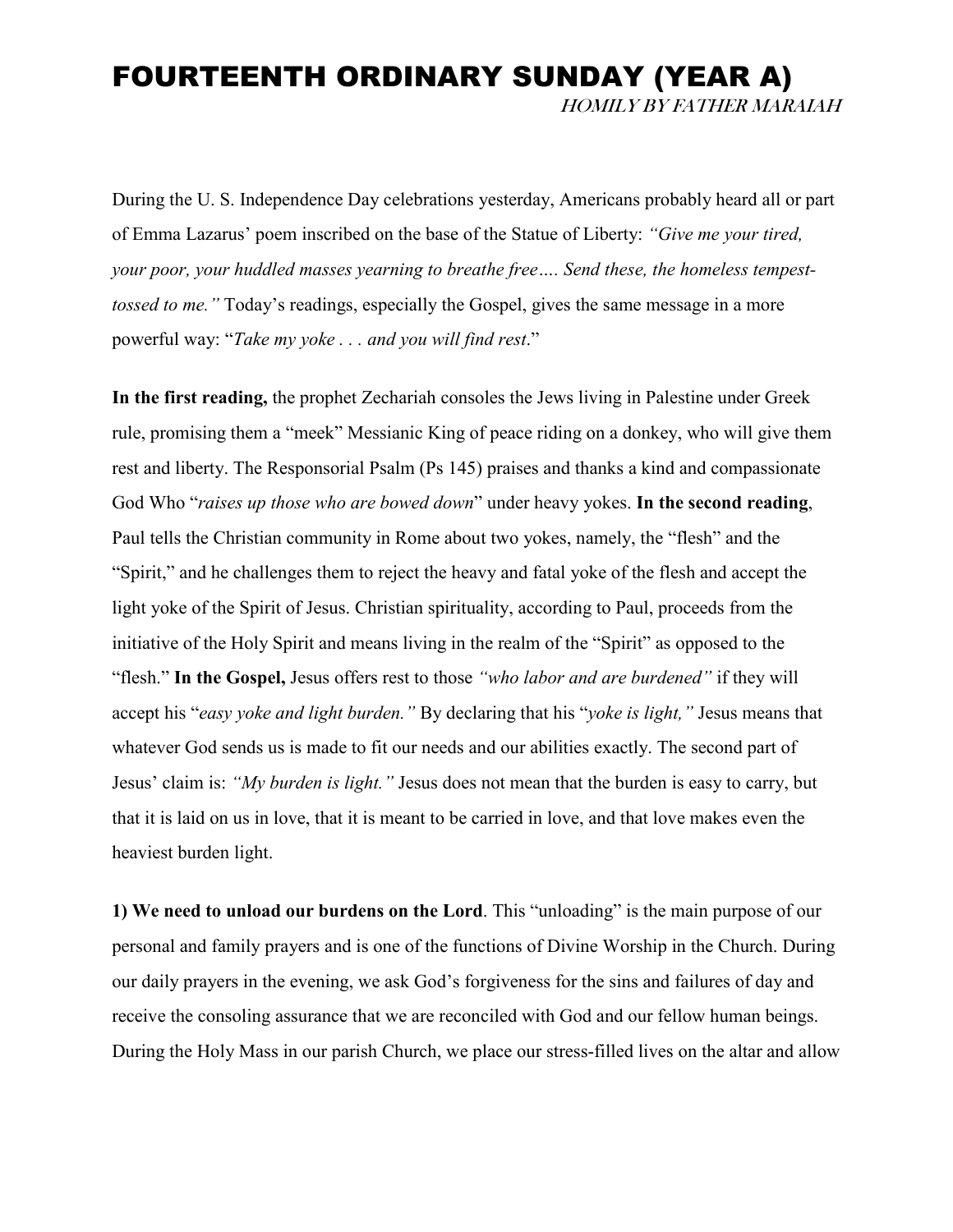# FOURTEENTH ORDINARY SUNDAY (YEAR A)

*HOMILY BY FATHER MARAIAH*

During the U. S. Independence Day celebrations yesterday, Americans probably heard all or part of Emma Lazarus' poem inscribed on the base of the Statue of Liberty: *"Give me your tired, your poor, your huddled masses yearning to breathe free…. Send these, the homeless tempest-tossed to me."* Today's readings, especially the Gospel, gives the same message in a more powerful way: "*Take my yoke . . . and you will find rest*."

**In the first reading,** the prophet Zechariah consoles the Jews living in Palestine under Greek rule, promising them a "meek" Messianic King of peace riding on a donkey, who will give them rest and liberty. The Responsorial Psalm (Ps 145) praises and thanks a kind and compassionate God Who "*raises up those who are bowed down*" under heavy yokes. **In the second reading**, Paul tells the Christian community in Rome about two yokes, namely, the "flesh" and the "Spirit," and he challenges them to reject the heavy and fatal yoke of the flesh and accept the light yoke of the Spirit of Jesus. Christian spirituality, according to Paul, proceeds from the initiative of the Holy Spirit and means living in the realm of the "Spirit" as opposed to the "flesh." **In the Gospel,** Jesus offers rest to those *"who labor and are burdened"* if they will accept his "*easy yoke and light burden."* By declaring that his "*yoke is light,"* Jesus means that whatever God sends us is made to fit our needs and our abilities exactly. The second part of Jesus' claim is: *"My burden is light."* Jesus does not mean that the burden is easy to carry, but that it is laid on us in love, that it is meant to be carried in love, and that love makes even the heaviest burden light.

**1) We need to unload our burdens on the Lord**. This "unloading" is the main purpose of our personal and family prayers and is one of the functions of Divine Worship in the Church. During our daily prayers in the evening, we ask God's forgiveness for the sins and failures of day and receive the consoling assurance that we are reconciled with God and our fellow human beings. During the Holy Mass in our parish Church, we place our stress-filled lives on the altar and allow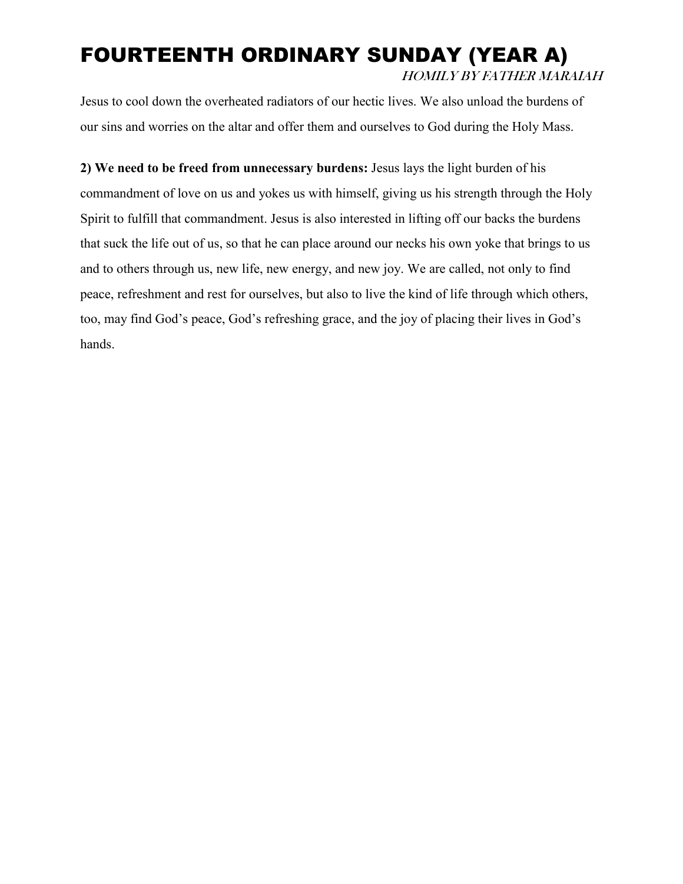Jesus to cool down the overheated radiators of our hectic lives. We also unload the burdens of our sins and worries on the altar and offer them and ourselves to God during the Holy Mass.

**2) We need to be freed from unnecessary burdens:** Jesus lays the light burden of his commandment of love on us and yokes us with himself, giving us his strength through the Holy Spirit to fulfill that commandment. Jesus is also interested in lifting off our backs the burdens that suck the life out of us, so that he can place around our necks his own yoke that brings to us and to others through us, new life, new energy, and new joy. We are called, not only to find peace, refreshment and rest for ourselves, but also to live the kind of life through which others, too, may find God's peace, God's refreshing grace, and the joy of placing their lives in God's hands.